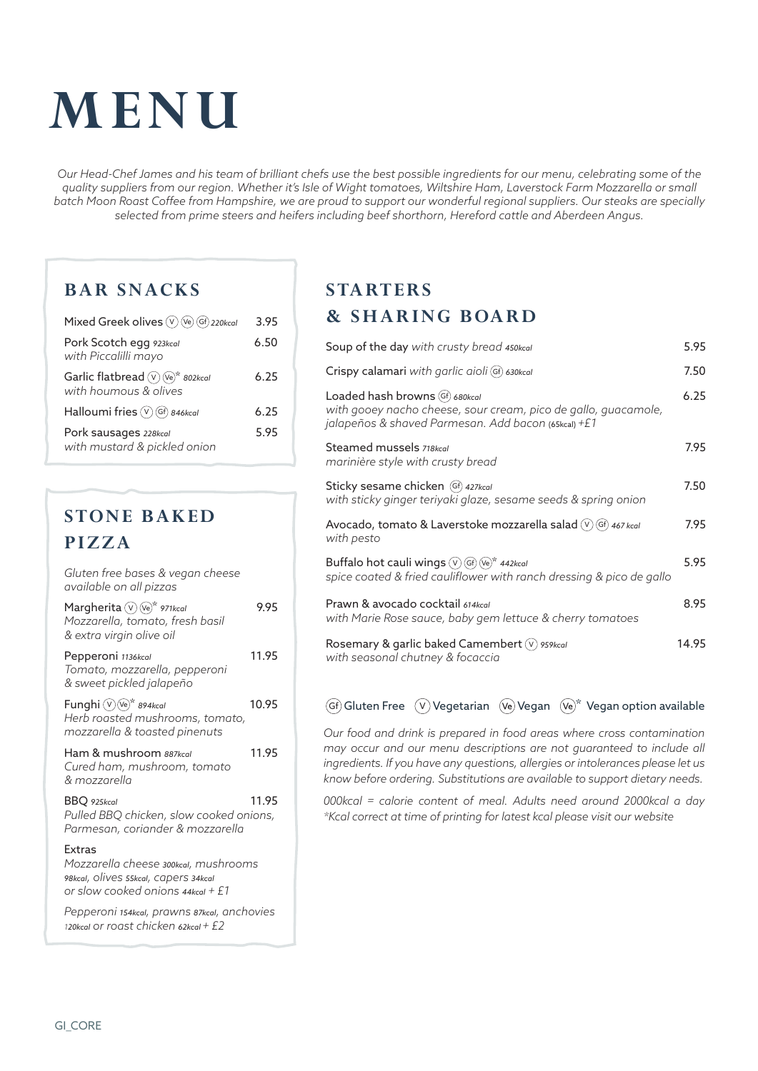# MENU

*Our Head-Chef James and his team of brilliant chefs use the best possible ingredients for our menu, celebrating some of the quality suppliers from our region. Whether it's Isle of Wight tomatoes, Wiltshire Ham, Laverstock Farm Mozzarella or small batch Moon Roast Coffee from Hampshire, we are proud to support our wonderful regional suppliers. Our steaks are specially selected from prime steers and heifers including beef shorthorn, Hereford cattle and Aberdeen Angus.*

## BAR SNACKS

| Item | Price |
|---|---|
| Mixed Greek olives (V) (Ve) (Gf) *220kcal* | 3.95 |
| Pork Scotch egg *923kcal* *with Piccalilli mayo* | 6.50 |
| Garlic flatbread (V) (Ve)* *802kcal* *with houmous & olives* | 6.25 |
| Halloumi fries (V) (Gf) *846kcal* | 6.25 |
| Pork sausages *228kcal* *with mustard & pickled onion* | 5.95 |

## STONE BAKED PIZZA

*Gluten free bases & vegan cheese available on all pizzas*

| Item | Price |
|---|---|
| Margherita (V) (Ve)* *971kcal* *Mozzarella, tomato, fresh basil & extra virgin olive oil* | 9.95 |
| Pepperoni *1136kcal* *Tomato, mozzarella, pepperoni & sweet pickled jalapeño* | 11.95 |
| Funghi (V) (Ve)* *894kcal* *Herb roasted mushrooms, tomato, mozzarella & toasted pinenuts* | 10.95 |
| Ham & mushroom *887kcal* *Cured ham, mushroom, tomato & mozzarella* | 11.95 |
| BBQ *925kcal* *Pulled BBQ chicken, slow cooked onions, Parmesan, coriander & mozzarella* | 11.95 |

Extras
*Mozzarella cheese 300kcal, mushrooms 98kcal, olives 55kcal, capers 34kcal or slow cooked onions 44kcal + £1*

*Pepperoni 154kcal, prawns 87kcal, anchovies 120kcal or roast chicken 62kcal + £2*

## STARTERS & SHARING BOARD

| Item | Price |
|---|---|
| Soup of the day *with crusty bread* *450kcal* | 5.95 |
| Crispy calamari *with garlic aioli* (Gf) *630kcal* | 7.50 |
| Loaded hash browns (Gf) *680kcal* *with gooey nacho cheese, sour cream, pico de gallo, guacamole, jalapeños & shaved Parmesan. Add bacon (65kcal) +£1* | 6.25 |
| Steamed mussels *718kcal* *marinière style with crusty bread* | 7.95 |
| Sticky sesame chicken (Gf) *427kcal* *with sticky ginger teriyaki glaze, sesame seeds & spring onion* | 7.50 |
| Avocado, tomato & Laverstoke mozzarella salad (V) (Gf) *467 kcal* *with pesto* | 7.95 |
| Buffalo hot cauli wings (V) (Gf) (Ve)* *442kcal* *spice coated & fried cauliflower with ranch dressing & pico de gallo* | 5.95 |
| Prawn & avocado cocktail *614kcal* *with Marie Rose sauce, baby gem lettuce & cherry tomatoes* | 8.95 |
| Rosemary & garlic baked Camembert (V) *959kcal* *with seasonal chutney & focaccia* | 14.95 |

(Gf) Gluten Free (V) Vegetarian (Ve) Vegan (Ve)* Vegan option available

*Our food and drink is prepared in food areas where cross contamination may occur and our menu descriptions are not guaranteed to include all ingredients. If you have any questions, allergies or intolerances please let us know before ordering. Substitutions are available to support dietary needs.*

*000kcal = calorie content of meal. Adults need around 2000kcal a day*
*\*Kcal correct at time of printing for latest kcal please visit our website*

GI_CORE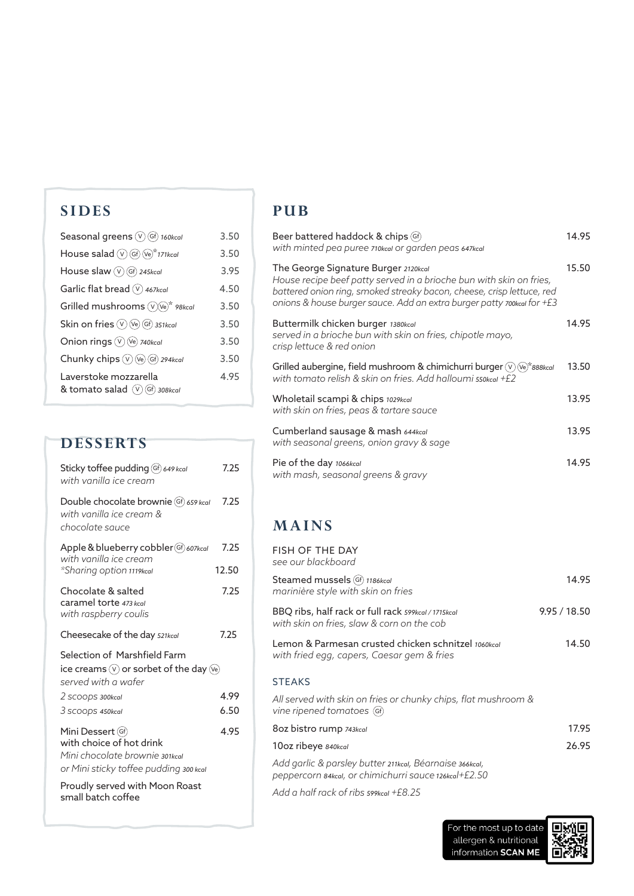## SIDES

Seasonal greens (V) (Gf) *160kcal* 3.50

House salad (V) (Gf) (Ve)* *171kcal* 3.50

House slaw (V) (Gf) *245kcal* 3.95

Garlic flat bread (V) *467kcal* 4.50

Grilled mushrooms (V) (Ve)* *98kcal* 3.50

Skin on fries (V) (Ve) (Gf) *351kcal* 3.50

Onion rings (V) (Ve) *740kcal* 3.50

Chunky chips (V) (Ve) (Gf) *294kcal* 3.50

Laverstoke mozzarella & tomato salad (V) (Gf) *308kcal* 4.95

## DESSERTS

Sticky toffee pudding (Gf) *649 kcal* 7.25
*with vanilla ice cream*

Double chocolate brownie (Gf) *659 kcal* 7.25
*with vanilla ice cream & chocolate sauce*

Apple & blueberry cobbler (Gf) *607kcal* 7.25
*with vanilla ice cream*
**Sharing option 1119kcal* 12.50

Chocolate & salted caramel torte *473 kcal* 7.25
*with raspberry coulis*

Cheesecake of the day *521kcal* 7.25

Selection of Marshfield Farm ice creams (V) or sorbet of the day (Ve)
*served with a wafer*
*2 scoops 300kcal* 4.99
*3 scoops 450kcal* 6.50

Mini Dessert (Gf) 4.95
with choice of hot drink
*Mini chocolate brownie 301kcal*
*or Mini sticky toffee pudding 300 kcal*

Proudly served with Moon Roast small batch coffee

## PUB

Beer battered haddock & chips (Gf) 14.95
*with minted pea puree 710kcal or garden peas 647kcal*

The George Signature Burger *2120kcal* 15.50
*House recipe beef patty served in a brioche bun with skin on fries, battered onion ring, smoked streaky bacon, cheese, crisp lettuce, red onions & house burger sauce. Add an extra burger patty 700kcal for +£3*

Buttermilk chicken burger *1380kcal* 14.95
*served in a brioche bun with skin on fries, chipotle mayo, crisp lettuce & red onion*

Grilled aubergine, field mushroom & chimichurri burger (V) (Ve)* *888kcal* 13.50
*with tomato relish & skin on fries. Add halloumi 550kcal +£2*

Wholetail scampi & chips *1029kcal* 13.95
*with skin on fries, peas & tartare sauce*

Cumberland sausage & mash *644kcal* 13.95
*with seasonal greens, onion gravy & sage*

Pie of the day *1066kcal* 14.95
*with mash, seasonal greens & gravy*

## MAINS

FISH OF THE DAY
*see our blackboard*

Steamed mussels (Gf) *1186kcal* 14.95
*marinière style with skin on fries*

BBQ ribs, half rack or full rack *599kcal / 1715kcal* 9.95 / 18.50
*with skin on fries, slaw & corn on the cob*

Lemon & Parmesan crusted chicken schnitzel *1060kcal* 14.50
*with fried egg, capers, Caesar gem & fries*

### STEAKS

*All served with skin on fries or chunky chips, flat mushroom & vine ripened tomatoes* (Gf)

8oz bistro rump *743kcal* 17.95

10oz ribeye *840kcal* 26.95

*Add garlic & parsley butter 211kcal, Béarnaise 366kcal, peppercorn 84kcal, or chimichurri sauce 126kcal +£2.50*

*Add a half rack of ribs 599kcal +£8.25*

For the most up to date allergen & nutritional information **SCAN ME**